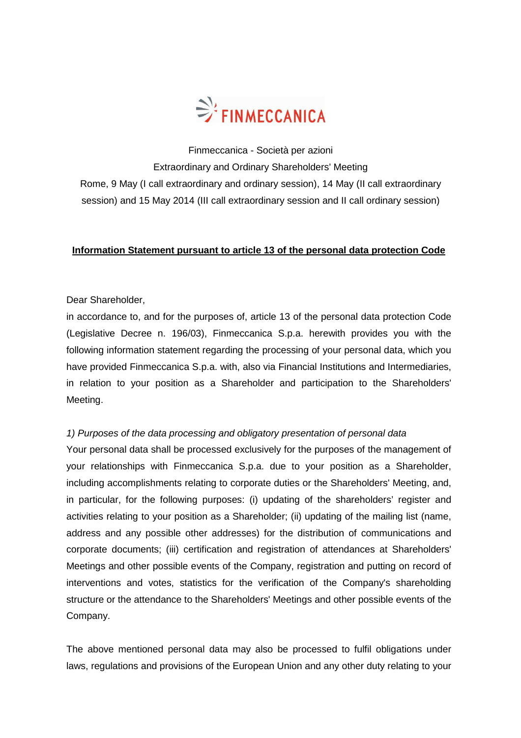FINMECCANICA

Finmeccanica - Società per azioni

Extraordinary and Ordinary Shareholders' Meeting

Rome, 9 May (I call extraordinary and ordinary session), 14 May (II call extraordinary session) and 15 May 2014 (III call extraordinary session and II call ordinary session)

**Information Statement pursuant to article 13 of the personal data protection Code**

Dear Shareholder,

in accordance to, and for the purposes of, article 13 of the personal data protection Code (Legislative Decree n. 196/03), Finmeccanica S.p.a. herewith provides you with the following information statement regarding the processing of your personal data, which you have provided Finmeccanica S.p.a. with, also via Financial Institutions and Intermediaries, in relation to your position as a Shareholder and participation to the Shareholders' Meeting.

*1) Purposes of the data processing and obligatory presentation of personal data*

Your personal data shall be processed exclusively for the purposes of the management of your relationships with Finmeccanica S.p.a. due to your position as a Shareholder, including accomplishments relating to corporate duties or the Shareholders' Meeting, and, in particular, for the following purposes: (i) updating of the shareholders' register and activities relating to your position as a Shareholder; (ii) updating of the mailing list (name, address and any possible other addresses) for the distribution of communications and corporate documents; (iii) certification and registration of attendances at Shareholders' Meetings and other possible events of the Company, registration and putting on record of interventions and votes, statistics for the verification of the Company's shareholding structure or the attendance to the Shareholders' Meetings and other possible events of the Company.

The above mentioned personal data may also be processed to fulfil obligations under laws, regulations and provisions of the European Union and any other duty relating to your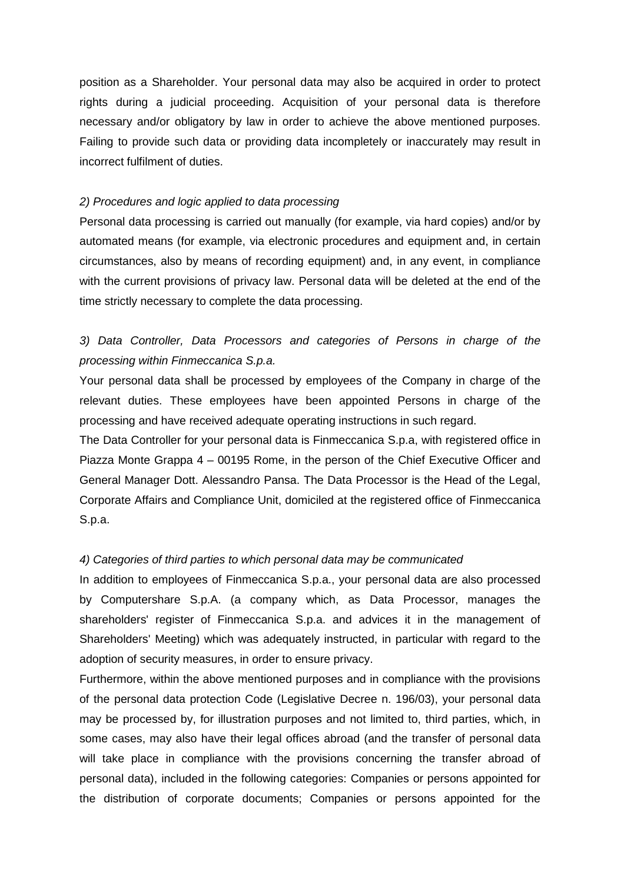position as a Shareholder. Your personal data may also be acquired in order to protect rights during a judicial proceeding. Acquisition of your personal data is therefore necessary and/or obligatory by law in order to achieve the above mentioned purposes. Failing to provide such data or providing data incompletely or inaccurately may result in incorrect fulfilment of duties.

*2) Procedures and logic applied to data processing*

Personal data processing is carried out manually (for example, via hard copies) and/or by automated means (for example, via electronic procedures and equipment and, in certain circumstances, also by means of recording equipment) and, in any event, in compliance with the current provisions of privacy law. Personal data will be deleted at the end of the time strictly necessary to complete the data processing.

*3) Data Controller, Data Processors and categories of Persons in charge of the processing within Finmeccanica S.p.a.*

Your personal data shall be processed by employees of the Company in charge of the relevant duties. These employees have been appointed Persons in charge of the processing and have received adequate operating instructions in such regard.

The Data Controller for your personal data is Finmeccanica S.p.a, with registered office in Piazza Monte Grappa 4 – 00195 Rome, in the person of the Chief Executive Officer and General Manager Dott. Alessandro Pansa. The Data Processor is the Head of the Legal, Corporate Affairs and Compliance Unit, domiciled at the registered office of Finmeccanica S.p.a.

*4) Categories of third parties to which personal data may be communicated*

In addition to employees of Finmeccanica S.p.a., your personal data are also processed by Computershare S.p.A. (a company which, as Data Processor, manages the shareholders' register of Finmeccanica S.p.a. and advices it in the management of Shareholders' Meeting) which was adequately instructed, in particular with regard to the adoption of security measures, in order to ensure privacy.

Furthermore, within the above mentioned purposes and in compliance with the provisions of the personal data protection Code (Legislative Decree n. 196/03), your personal data may be processed by, for illustration purposes and not limited to, third parties, which, in some cases, may also have their legal offices abroad (and the transfer of personal data will take place in compliance with the provisions concerning the transfer abroad of personal data), included in the following categories: Companies or persons appointed for the distribution of corporate documents; Companies or persons appointed for the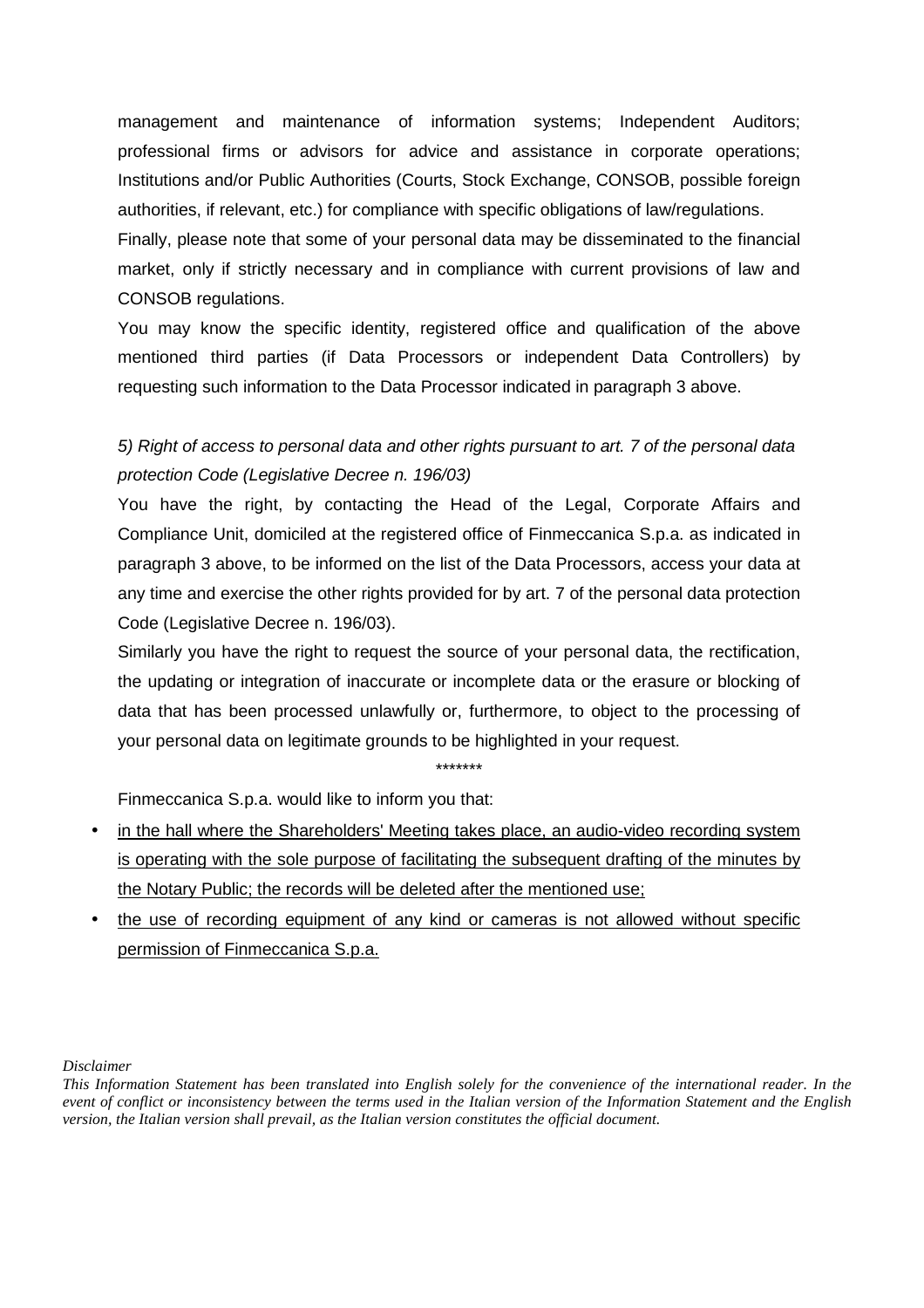management and maintenance of information systems; Independent Auditors; professional firms or advisors for advice and assistance in corporate operations; Institutions and/or Public Authorities (Courts, Stock Exchange, CONSOB, possible foreign authorities, if relevant, etc.) for compliance with specific obligations of law/regulations.

Finally, please note that some of your personal data may be disseminated to the financial market, only if strictly necessary and in compliance with current provisions of law and CONSOB regulations.

You may know the specific identity, registered office and qualification of the above mentioned third parties (if Data Processors or independent Data Controllers) by requesting such information to the Data Processor indicated in paragraph 3 above.

*5) Right of access to personal data and other rights pursuant to art. 7 of the personal data protection Code (Legislative Decree n. 196/03)*

You have the right, by contacting the Head of the Legal, Corporate Affairs and Compliance Unit, domiciled at the registered office of Finmeccanica S.p.a. as indicated in paragraph 3 above, to be informed on the list of the Data Processors, access your data at any time and exercise the other rights provided for by art. 7 of the personal data protection Code (Legislative Decree n. 196/03).

Similarly you have the right to request the source of your personal data, the rectification, the updating or integration of inaccurate or incomplete data or the erasure or blocking of data that has been processed unlawfully or, furthermore, to object to the processing of your personal data on legitimate grounds to be highlighted in your request.

*******

Finmeccanica S.p.a. would like to inform you that:

- <u>in the hall where the Shareholders' Meeting takes place, an audio-video recording system is operating with the sole purpose of facilitating the subsequent drafting of the minutes by the Notary Public; the records will be deleted after the mentioned use;</u>
- <u>the use of recording equipment of any kind or cameras is not allowed without specific permission of Finmeccanica S.p.a.</u>

*Disclaimer*

*This Information Statement has been translated into English solely for the convenience of the international reader. In the event of conflict or inconsistency between the terms used in the Italian version of the Information Statement and the English version, the Italian version shall prevail, as the Italian version constitutes the official document.*